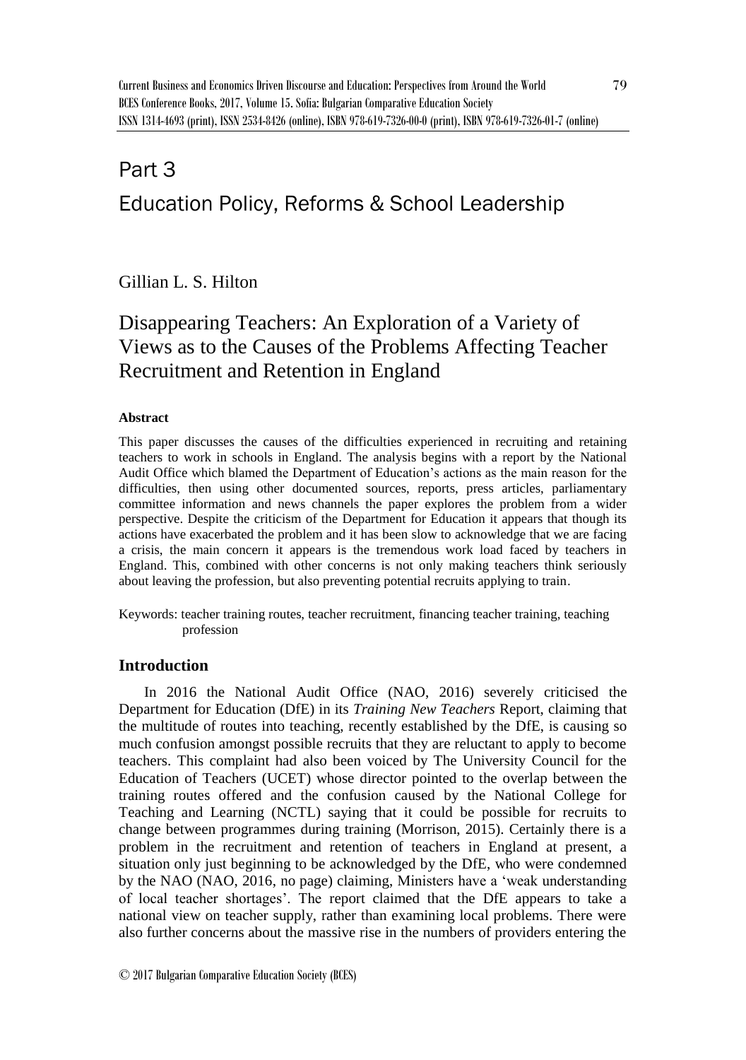# Part 3

# Education Policy, Reforms & School Leadership

Gillian L. S. Hilton

## Disappearing Teachers: An Exploration of a Variety of Views as to the Causes of the Problems Affecting Teacher Recruitment and Retention in England

### Abstract

This paper discusses the causes of the difficulties experienced in recruiting and retaining teachers to work in schools in England. The analysis begins with a report by the National Audit Office which blamed the Department of Education's actions as the main reason for the difficulties, then using other documented sources, reports, press articles, parliamentary committee information and news channels the paper explores the problem from a wider perspective. Despite the criticism of the Department for Education it appears that though its actions have exacerbated the problem and it has been slow to acknowledge that we are facing a crisis, the main concern it appears is the tremendous work load faced by teachers in England. This, combined with other concerns is not only making teachers think seriously about leaving the profession, but also preventing potential recruits applying to train.

Keywords: teacher training routes, teacher recruitment, financing teacher training, teaching profession

### Introduction

In 2016 the National Audit Office (NAO, 2016) severely criticised the Department for Education (DfE) in its *Training New Teachers* Report, claiming that the multitude of routes into teaching, recently established by the DfE, is causing so much confusion amongst possible recruits that they are reluctant to apply to become teachers. This complaint had also been voiced by The University Council for the Education of Teachers (UCET) whose director pointed to the overlap between the training routes offered and the confusion caused by the National College for Teaching and Learning (NCTL) saying that it could be possible for recruits to change between programmes during training (Morrison, 2015). Certainly there is a problem in the recruitment and retention of teachers in England at present, a situation only just beginning to be acknowledged by the DfE, who were condemned by the NAO (NAO, 2016, no page) claiming, Ministers have a 'weak understanding of local teacher shortages'. The report claimed that the DfE appears to take a national view on teacher supply, rather than examining local problems. There were also further concerns about the massive rise in the numbers of providers entering the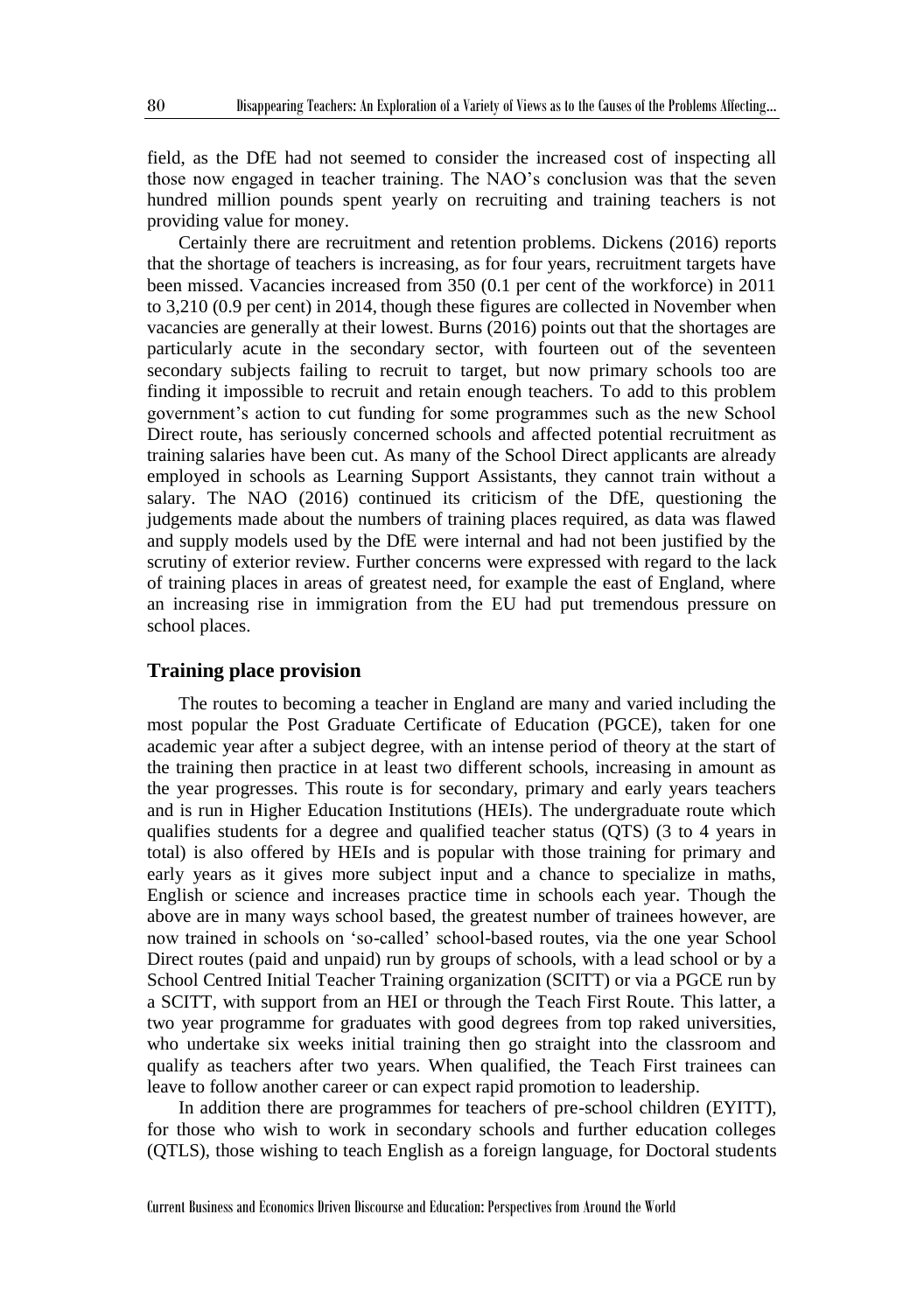field, as the DfE had not seemed to consider the increased cost of inspecting all those now engaged in teacher training. The NAO's conclusion was that the seven hundred million pounds spent yearly on recruiting and training teachers is not providing value for money.

Certainly there are recruitment and retention problems. Dickens (2016) reports that the shortage of teachers is increasing, as for four years, recruitment targets have been missed. Vacancies increased from 350 (0.1 per cent of the workforce) in 2011 to 3,210 (0.9 per cent) in 2014, though these figures are collected in November when vacancies are generally at their lowest. Burns (2016) points out that the shortages are particularly acute in the secondary sector, with fourteen out of the seventeen secondary subjects failing to recruit to target, but now primary schools too are finding it impossible to recruit and retain enough teachers. To add to this problem government's action to cut funding for some programmes such as the new School Direct route, has seriously concerned schools and affected potential recruitment as training salaries have been cut. As many of the School Direct applicants are already employed in schools as Learning Support Assistants, they cannot train without a salary. The NAO (2016) continued its criticism of the DfE, questioning the judgements made about the numbers of training places required, as data was flawed and supply models used by the DfE were internal and had not been justified by the scrutiny of exterior review. Further concerns were expressed with regard to the lack of training places in areas of greatest need, for example the east of England, where an increasing rise in immigration from the EU had put tremendous pressure on school places.

## Training place provision

The routes to becoming a teacher in England are many and varied including the most popular the Post Graduate Certificate of Education (PGCE), taken for one academic year after a subject degree, with an intense period of theory at the start of the training then practice in at least two different schools, increasing in amount as the year progresses. This route is for secondary, primary and early years teachers and is run in Higher Education Institutions (HEIs). The undergraduate route which qualifies students for a degree and qualified teacher status (QTS) (3 to 4 years in total) is also offered by HEIs and is popular with those training for primary and early years as it gives more subject input and a chance to specialize in maths, English or science and increases practice time in schools each year. Though the above are in many ways school based, the greatest number of trainees however, are now trained in schools on 'so-called' school-based routes, via the one year School Direct routes (paid and unpaid) run by groups of schools, with a lead school or by a School Centred Initial Teacher Training organization (SCITT) or via a PGCE run by a SCITT, with support from an HEI or through the Teach First Route. This latter, a two year programme for graduates with good degrees from top raked universities, who undertake six weeks initial training then go straight into the classroom and qualify as teachers after two years. When qualified, the Teach First trainees can leave to follow another career or can expect rapid promotion to leadership.

In addition there are programmes for teachers of pre-school children (EYITT), for those who wish to work in secondary schools and further education colleges (QTLS), those wishing to teach English as a foreign language, for Doctoral students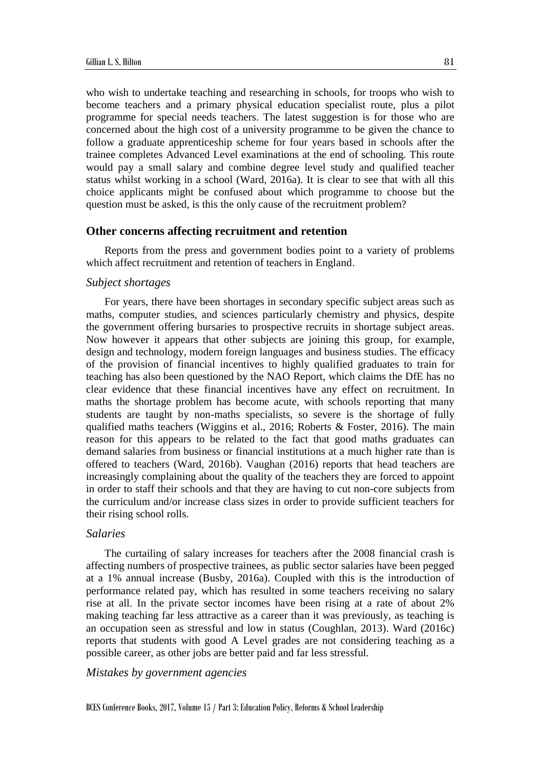who wish to undertake teaching and researching in schools, for troops who wish to become teachers and a primary physical education specialist route, plus a pilot programme for special needs teachers. The latest suggestion is for those who are concerned about the high cost of a university programme to be given the chance to follow a graduate apprenticeship scheme for four years based in schools after the trainee completes Advanced Level examinations at the end of schooling. This route would pay a small salary and combine degree level study and qualified teacher status whilst working in a school (Ward, 2016a). It is clear to see that with all this choice applicants might be confused about which programme to choose but the question must be asked, is this the only cause of the recruitment problem?

## Other concerns affecting recruitment and retention

Reports from the press and government bodies point to a variety of problems which affect recruitment and retention of teachers in England.

### *Subject shortages*

For years, there have been shortages in secondary specific subject areas such as maths, computer studies, and sciences particularly chemistry and physics, despite the government offering bursaries to prospective recruits in shortage subject areas. Now however it appears that other subjects are joining this group, for example, design and technology, modern foreign languages and business studies. The efficacy of the provision of financial incentives to highly qualified graduates to train for teaching has also been questioned by the NAO Report, which claims the DfE has no clear evidence that these financial incentives have any effect on recruitment. In maths the shortage problem has become acute, with schools reporting that many students are taught by non-maths specialists, so severe is the shortage of fully qualified maths teachers (Wiggins et al., 2016; Roberts & Foster, 2016). The main reason for this appears to be related to the fact that good maths graduates can demand salaries from business or financial institutions at a much higher rate than is offered to teachers (Ward, 2016b). Vaughan (2016) reports that head teachers are increasingly complaining about the quality of the teachers they are forced to appoint in order to staff their schools and that they are having to cut non-core subjects from the curriculum and/or increase class sizes in order to provide sufficient teachers for their rising school rolls.

### *Salaries*

The curtailing of salary increases for teachers after the 2008 financial crash is affecting numbers of prospective trainees, as public sector salaries have been pegged at a 1% annual increase (Busby, 2016a). Coupled with this is the introduction of performance related pay, which has resulted in some teachers receiving no salary rise at all. In the private sector incomes have been rising at a rate of about 2% making teaching far less attractive as a career than it was previously, as teaching is an occupation seen as stressful and low in status (Coughlan, 2013). Ward (2016c) reports that students with good A Level grades are not considering teaching as a possible career, as other jobs are better paid and far less stressful.

### *Mistakes by government agencies*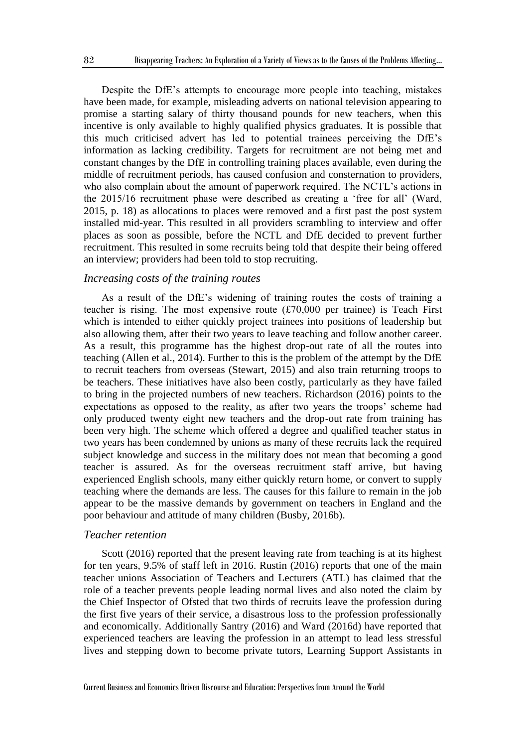Despite the DfE's attempts to encourage more people into teaching, mistakes have been made, for example, misleading adverts on national television appearing to promise a starting salary of thirty thousand pounds for new teachers, when this incentive is only available to highly qualified physics graduates. It is possible that this much criticised advert has led to potential trainees perceiving the DfE's information as lacking credibility. Targets for recruitment are not being met and constant changes by the DfE in controlling training places available, even during the middle of recruitment periods, has caused confusion and consternation to providers, who also complain about the amount of paperwork required. The NCTL's actions in the 2015/16 recruitment phase were described as creating a 'free for all' (Ward, 2015, p. 18) as allocations to places were removed and a first past the post system installed mid-year. This resulted in all providers scrambling to interview and offer places as soon as possible, before the NCTL and DfE decided to prevent further recruitment. This resulted in some recruits being told that despite their being offered an interview; providers had been told to stop recruiting.

### *Increasing costs of the training routes*

As a result of the DfE's widening of training routes the costs of training a teacher is rising. The most expensive route (£70,000 per trainee) is Teach First which is intended to either quickly project trainees into positions of leadership but also allowing them, after their two years to leave teaching and follow another career. As a result, this programme has the highest drop-out rate of all the routes into teaching (Allen et al., 2014). Further to this is the problem of the attempt by the DfE to recruit teachers from overseas (Stewart, 2015) and also train returning troops to be teachers. These initiatives have also been costly, particularly as they have failed to bring in the projected numbers of new teachers. Richardson (2016) points to the expectations as opposed to the reality, as after two years the troops' scheme had only produced twenty eight new teachers and the drop-out rate from training has been very high. The scheme which offered a degree and qualified teacher status in two years has been condemned by unions as many of these recruits lack the required subject knowledge and success in the military does not mean that becoming a good teacher is assured. As for the overseas recruitment staff arrive, but having experienced English schools, many either quickly return home, or convert to supply teaching where the demands are less. The causes for this failure to remain in the job appear to be the massive demands by government on teachers in England and the poor behaviour and attitude of many children (Busby, 2016b).

### *Teacher retention*

Scott (2016) reported that the present leaving rate from teaching is at its highest for ten years, 9.5% of staff left in 2016. Rustin (2016) reports that one of the main teacher unions Association of Teachers and Lecturers (ATL) has claimed that the role of a teacher prevents people leading normal lives and also noted the claim by the Chief Inspector of Ofsted that two thirds of recruits leave the profession during the first five years of their service, a disastrous loss to the profession professionally and economically. Additionally Santry (2016) and Ward (2016d) have reported that experienced teachers are leaving the profession in an attempt to lead less stressful lives and stepping down to become private tutors, Learning Support Assistants in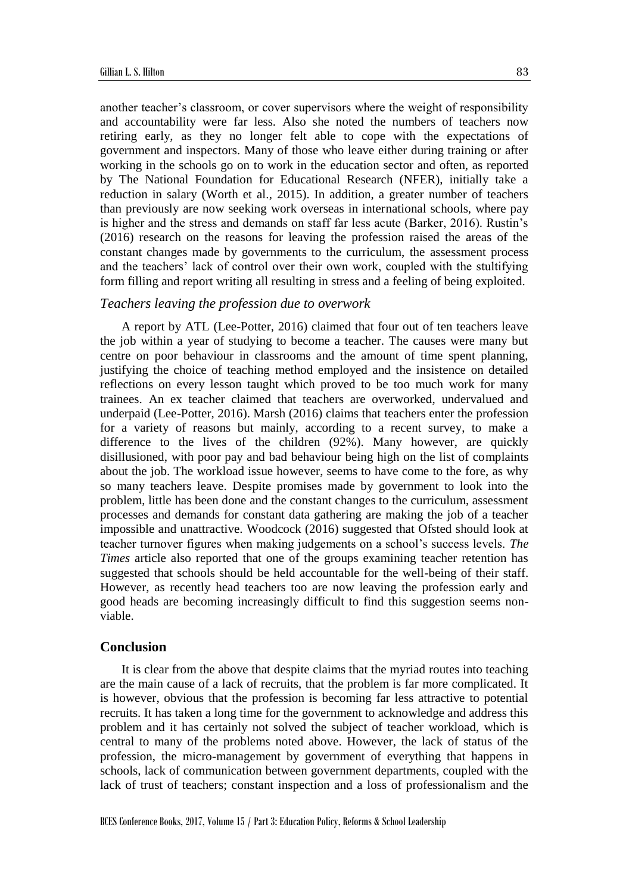another teacher's classroom, or cover supervisors where the weight of responsibility and accountability were far less. Also she noted the numbers of teachers now retiring early, as they no longer felt able to cope with the expectations of government and inspectors. Many of those who leave either during training or after working in the schools go on to work in the education sector and often, as reported by The National Foundation for Educational Research (NFER), initially take a reduction in salary (Worth et al., 2015). In addition, a greater number of teachers than previously are now seeking work overseas in international schools, where pay is higher and the stress and demands on staff far less acute (Barker, 2016). Rustin's (2016) research on the reasons for leaving the profession raised the areas of the constant changes made by governments to the curriculum, the assessment process and the teachers' lack of control over their own work, coupled with the stultifying form filling and report writing all resulting in stress and a feeling of being exploited.

### *Teachers leaving the profession due to overwork*

A report by ATL (Lee-Potter, 2016) claimed that four out of ten teachers leave the job within a year of studying to become a teacher. The causes were many but centre on poor behaviour in classrooms and the amount of time spent planning, justifying the choice of teaching method employed and the insistence on detailed reflections on every lesson taught which proved to be too much work for many trainees. An ex teacher claimed that teachers are overworked, undervalued and underpaid (Lee-Potter, 2016). Marsh (2016) claims that teachers enter the profession for a variety of reasons but mainly, according to a recent survey, to make a difference to the lives of the children (92%). Many however, are quickly disillusioned, with poor pay and bad behaviour being high on the list of complaints about the job. The workload issue however, seems to have come to the fore, as why so many teachers leave. Despite promises made by government to look into the problem, little has been done and the constant changes to the curriculum, assessment processes and demands for constant data gathering are making the job of a teacher impossible and unattractive. Woodcock (2016) suggested that Ofsted should look at teacher turnover figures when making judgements on a school's success levels. *The Times* article also reported that one of the groups examining teacher retention has suggested that schools should be held accountable for the well-being of their staff. However, as recently head teachers too are now leaving the profession early and good heads are becoming increasingly difficult to find this suggestion seems non-viable.

## Conclusion

It is clear from the above that despite claims that the myriad routes into teaching are the main cause of a lack of recruits, that the problem is far more complicated. It is however, obvious that the profession is becoming far less attractive to potential recruits. It has taken a long time for the government to acknowledge and address this problem and it has certainly not solved the subject of teacher workload, which is central to many of the problems noted above. However, the lack of status of the profession, the micro-management by government of everything that happens in schools, lack of communication between government departments, coupled with the lack of trust of teachers; constant inspection and a loss of professionalism and the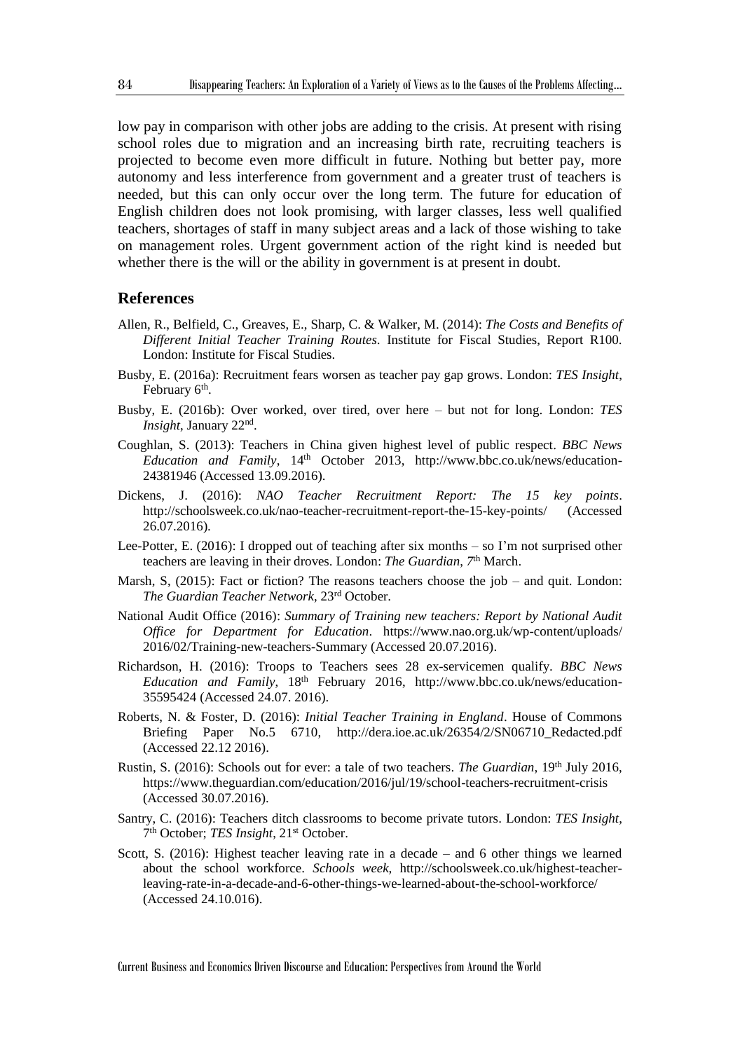low pay in comparison with other jobs are adding to the crisis. At present with rising school roles due to migration and an increasing birth rate, recruiting teachers is projected to become even more difficult in future. Nothing but better pay, more autonomy and less interference from government and a greater trust of teachers is needed, but this can only occur over the long term. The future for education of English children does not look promising, with larger classes, less well qualified teachers, shortages of staff in many subject areas and a lack of those wishing to take on management roles. Urgent government action of the right kind is needed but whether there is the will or the ability in government is at present in doubt.

## References

Allen, R., Belfield, C., Greaves, E., Sharp, C. & Walker, M. (2014): *The Costs and Benefits of Different Initial Teacher Training Routes*. Institute for Fiscal Studies, Report R100. London: Institute for Fiscal Studies.

Busby, E. (2016a): Recruitment fears worsen as teacher pay gap grows. London: *TES Insight*, February 6th.

Busby, E. (2016b): Over worked, over tired, over here – but not for long. London: *TES Insight*, January 22nd.

Coughlan, S. (2013): Teachers in China given highest level of public respect. *BBC News Education and Family*, 14th October 2013, http://www.bbc.co.uk/news/education-24381946 (Accessed 13.09.2016).

Dickens, J. (2016): *NAO Teacher Recruitment Report: The 15 key points*. http://schoolsweek.co.uk/nao-teacher-recruitment-report-the-15-key-points/ (Accessed 26.07.2016).

Lee-Potter, E. (2016): I dropped out of teaching after six months – so I'm not surprised other teachers are leaving in their droves. London: *The Guardian*, 7th March.

Marsh, S, (2015): Fact or fiction? The reasons teachers choose the job – and quit. London: *The Guardian Teacher Network*, 23rd October.

National Audit Office (2016): *Summary of Training new teachers: Report by National Audit Office for Department for Education*. https://www.nao.org.uk/wp-content/uploads/2016/02/Training-new-teachers-Summary (Accessed 20.07.2016).

Richardson, H. (2016): Troops to Teachers sees 28 ex-servicemen qualify. *BBC News Education and Family*, 18th February 2016, http://www.bbc.co.uk/news/education-35595424 (Accessed 24.07. 2016).

Roberts, N. & Foster, D. (2016): *Initial Teacher Training in England*. House of Commons Briefing Paper No.5 6710, http://dera.ioe.ac.uk/26354/2/SN06710_Redacted.pdf (Accessed 22.12 2016).

Rustin, S. (2016): Schools out for ever: a tale of two teachers. *The Guardian*, 19th July 2016, https://www.theguardian.com/education/2016/jul/19/school-teachers-recruitment-crisis (Accessed 30.07.2016).

Santry, C. (2016): Teachers ditch classrooms to become private tutors. London: *TES Insight*, 7th October; *TES Insight*, 21st October.

Scott, S. (2016): Highest teacher leaving rate in a decade – and 6 other things we learned about the school workforce. *Schools week*, http://schoolsweek.co.uk/highest-teacher-leaving-rate-in-a-decade-and-6-other-things-we-learned-about-the-school-workforce/ (Accessed 24.10.016).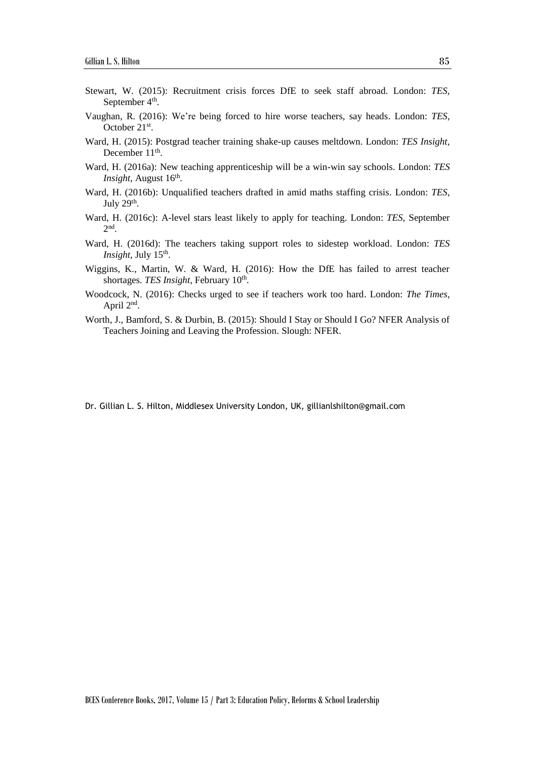Stewart, W. (2015): Recruitment crisis forces DfE to seek staff abroad. London: *TES*, September 4th.

Vaughan, R. (2016): We're being forced to hire worse teachers, say heads. London: *TES*, October 21st.

Ward, H. (2015): Postgrad teacher training shake-up causes meltdown. London: *TES Insight*, December 11th.

Ward, H. (2016a): New teaching apprenticeship will be a win-win say schools. London: *TES Insight*, August 16th.

Ward, H. (2016b): Unqualified teachers drafted in amid maths staffing crisis. London: *TES*, July 29th.

Ward, H. (2016c): A-level stars least likely to apply for teaching. London: *TES*, September 2nd.

Ward, H. (2016d): The teachers taking support roles to sidestep workload. London: *TES Insight*, July 15th.

Wiggins, K., Martin, W. & Ward, H. (2016): How the DfE has failed to arrest teacher shortages. *TES Insight*, February 10th.

Woodcock, N. (2016): Checks urged to see if teachers work too hard. London: *The Times*, April 2nd.

Worth, J., Bamford, S. & Durbin, B. (2015): Should I Stay or Should I Go? NFER Analysis of Teachers Joining and Leaving the Profession. Slough: NFER.

Dr. Gillian L. S. Hilton, Middlesex University London, UK, gillianlshilton@gmail.com